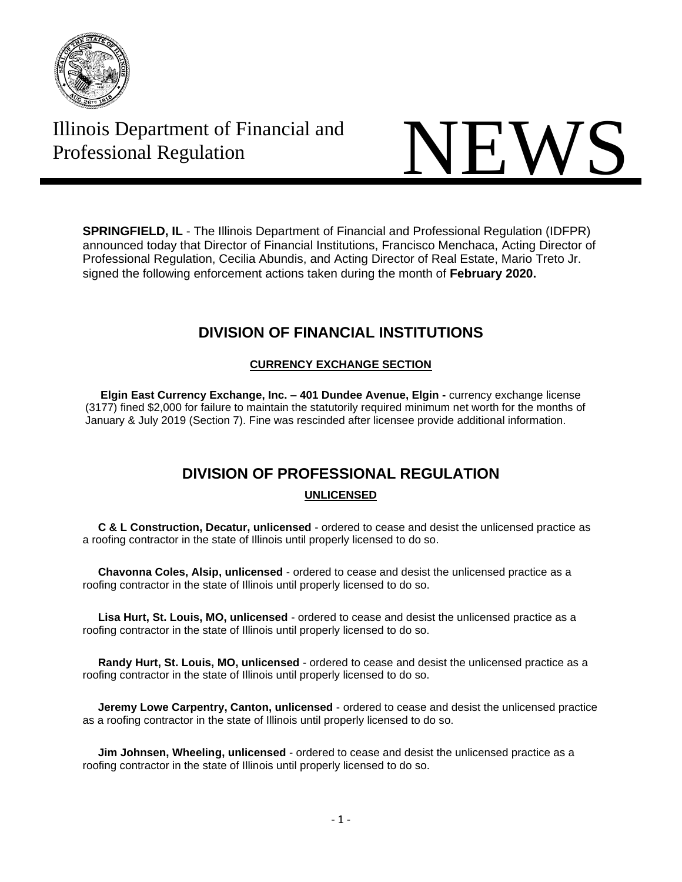Illinois Department of Financial and Professional Regulation

# NEWS

**SPRINGFIELD, IL** - The Illinois Department of Financial and Professional Regulation (IDFPR) announced today that Director of Financial Institutions, Francisco Menchaca, Acting Director of Professional Regulation, Cecilia Abundis, and Acting Director of Real Estate, Mario Treto Jr. signed the following enforcement actions taken during the month of **February 2020.**

## DIVISION OF FINANCIAL INSTITUTIONS

### CURRENCY EXCHANGE SECTION

**Elgin East Currency Exchange, Inc. – 401 Dundee Avenue, Elgin -** currency exchange license (3177) fined $2,000 for failure to maintain the statutorily required minimum net worth for the months of January & July 2019 (Section 7). Fine was rescinded after licensee provide additional information.

## DIVISION OF PROFESSIONAL REGULATION

### UNLICENSED

**C & L Construction, Decatur, unlicensed** - ordered to cease and desist the unlicensed practice as a roofing contractor in the state of Illinois until properly licensed to do so.

**Chavonna Coles, Alsip, unlicensed** - ordered to cease and desist the unlicensed practice as a roofing contractor in the state of Illinois until properly licensed to do so.

**Lisa Hurt, St. Louis, MO, unlicensed** - ordered to cease and desist the unlicensed practice as a roofing contractor in the state of Illinois until properly licensed to do so.

**Randy Hurt, St. Louis, MO, unlicensed** - ordered to cease and desist the unlicensed practice as a roofing contractor in the state of Illinois until properly licensed to do so.

**Jeremy Lowe Carpentry, Canton, unlicensed** - ordered to cease and desist the unlicensed practice as a roofing contractor in the state of Illinois until properly licensed to do so.

**Jim Johnsen, Wheeling, unlicensed** - ordered to cease and desist the unlicensed practice as a roofing contractor in the state of Illinois until properly licensed to do so.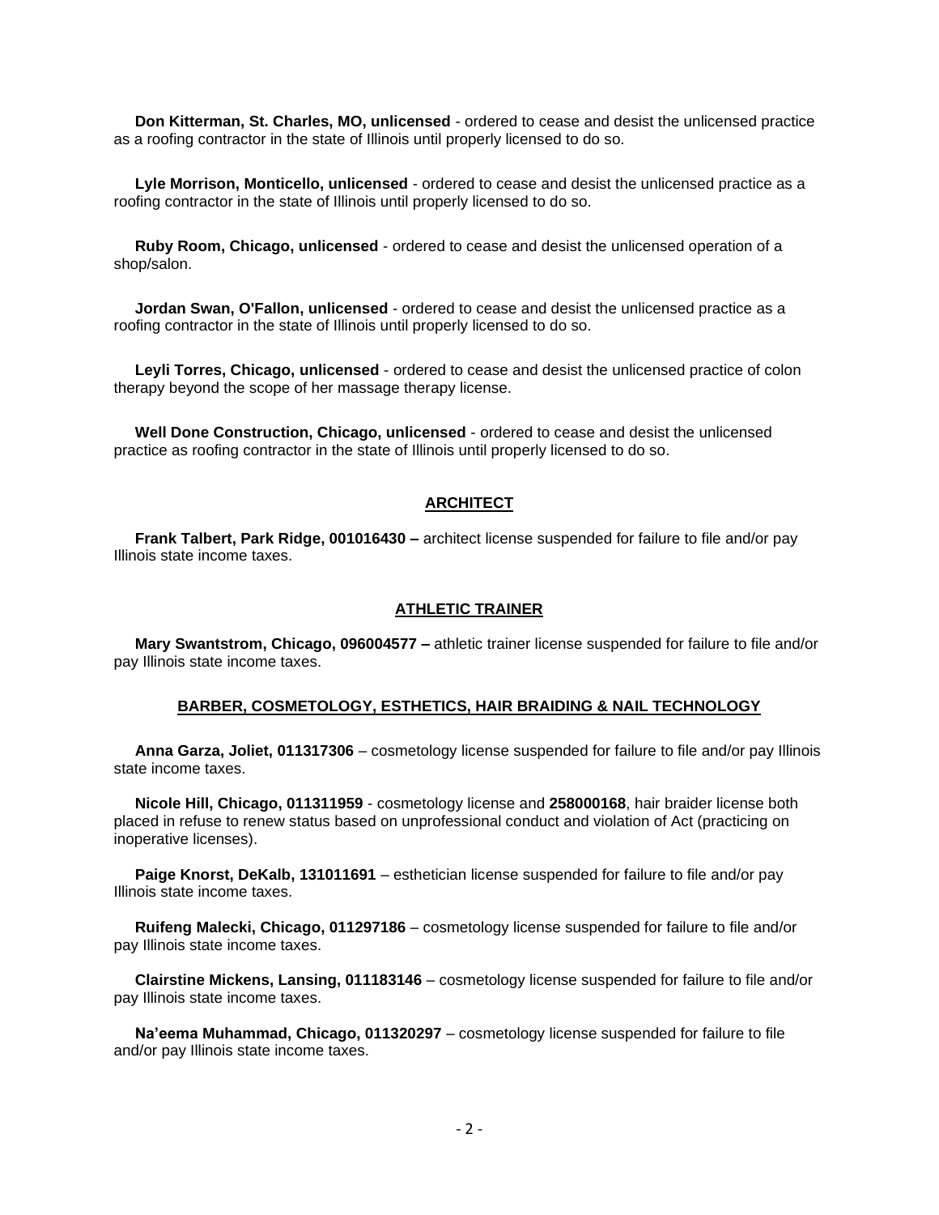**Don Kitterman, St. Charles, MO, unlicensed** - ordered to cease and desist the unlicensed practice as a roofing contractor in the state of Illinois until properly licensed to do so.

**Lyle Morrison, Monticello, unlicensed** - ordered to cease and desist the unlicensed practice as a roofing contractor in the state of Illinois until properly licensed to do so.

**Ruby Room, Chicago, unlicensed** - ordered to cease and desist the unlicensed operation of a shop/salon.

**Jordan Swan, O'Fallon, unlicensed** - ordered to cease and desist the unlicensed practice as a roofing contractor in the state of Illinois until properly licensed to do so.

**Leyli Torres, Chicago, unlicensed** - ordered to cease and desist the unlicensed practice of colon therapy beyond the scope of her massage therapy license.

**Well Done Construction, Chicago, unlicensed** - ordered to cease and desist the unlicensed practice as roofing contractor in the state of Illinois until properly licensed to do so.

## ARCHITECT

**Frank Talbert, Park Ridge, 001016430 –** architect license suspended for failure to file and/or pay Illinois state income taxes.

## ATHLETIC TRAINER

**Mary Swantstrom, Chicago, 096004577 –** athletic trainer license suspended for failure to file and/or pay Illinois state income taxes.

## BARBER, COSMETOLOGY, ESTHETICS, HAIR BRAIDING & NAIL TECHNOLOGY

**Anna Garza, Joliet, 011317306** – cosmetology license suspended for failure to file and/or pay Illinois state income taxes.

**Nicole Hill, Chicago, 011311959** - cosmetology license and **258000168**, hair braider license both placed in refuse to renew status based on unprofessional conduct and violation of Act (practicing on inoperative licenses).

**Paige Knorst, DeKalb, 131011691** – esthetician license suspended for failure to file and/or pay Illinois state income taxes.

**Ruifeng Malecki, Chicago, 011297186** – cosmetology license suspended for failure to file and/or pay Illinois state income taxes.

**Clairstine Mickens, Lansing, 011183146** – cosmetology license suspended for failure to file and/or pay Illinois state income taxes.

**Na'eema Muhammad, Chicago, 011320297** – cosmetology license suspended for failure to file and/or pay Illinois state income taxes.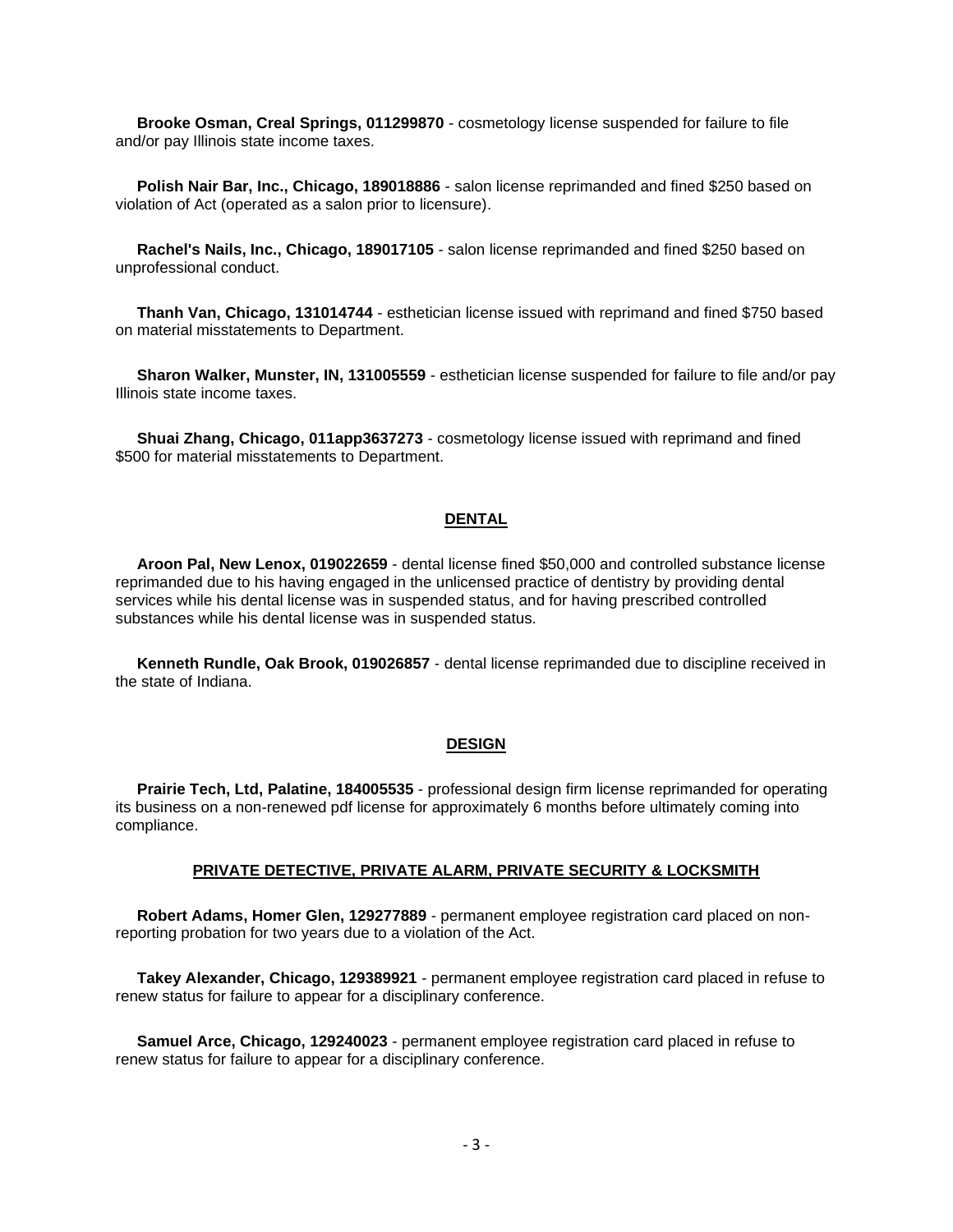**Brooke Osman, Creal Springs, 011299870** - cosmetology license suspended for failure to file and/or pay Illinois state income taxes.

**Polish Nair Bar, Inc., Chicago, 189018886** - salon license reprimanded and fined $250 based on violation of Act (operated as a salon prior to licensure).

**Rachel's Nails, Inc., Chicago, 189017105** - salon license reprimanded and fined $250 based on unprofessional conduct.

**Thanh Van, Chicago, 131014744** - esthetician license issued with reprimand and fined $750 based on material misstatements to Department.

**Sharon Walker, Munster, IN, 131005559** - esthetician license suspended for failure to file and/or pay Illinois state income taxes.

**Shuai Zhang, Chicago, 011app3637273** - cosmetology license issued with reprimand and fined $500 for material misstatements to Department.

## DENTAL

**Aroon Pal, New Lenox, 019022659** - dental license fined $50,000 and controlled substance license reprimanded due to his having engaged in the unlicensed practice of dentistry by providing dental services while his dental license was in suspended status, and for having prescribed controlled substances while his dental license was in suspended status.

**Kenneth Rundle, Oak Brook, 019026857** - dental license reprimanded due to discipline received in the state of Indiana.

## DESIGN

**Prairie Tech, Ltd, Palatine, 184005535** - professional design firm license reprimanded for operating its business on a non-renewed pdf license for approximately 6 months before ultimately coming into compliance.

## PRIVATE DETECTIVE, PRIVATE ALARM, PRIVATE SECURITY & LOCKSMITH

**Robert Adams, Homer Glen, 129277889** - permanent employee registration card placed on non-reporting probation for two years due to a violation of the Act.

**Takey Alexander, Chicago, 129389921** - permanent employee registration card placed in refuse to renew status for failure to appear for a disciplinary conference.

**Samuel Arce, Chicago, 129240023** - permanent employee registration card placed in refuse to renew status for failure to appear for a disciplinary conference.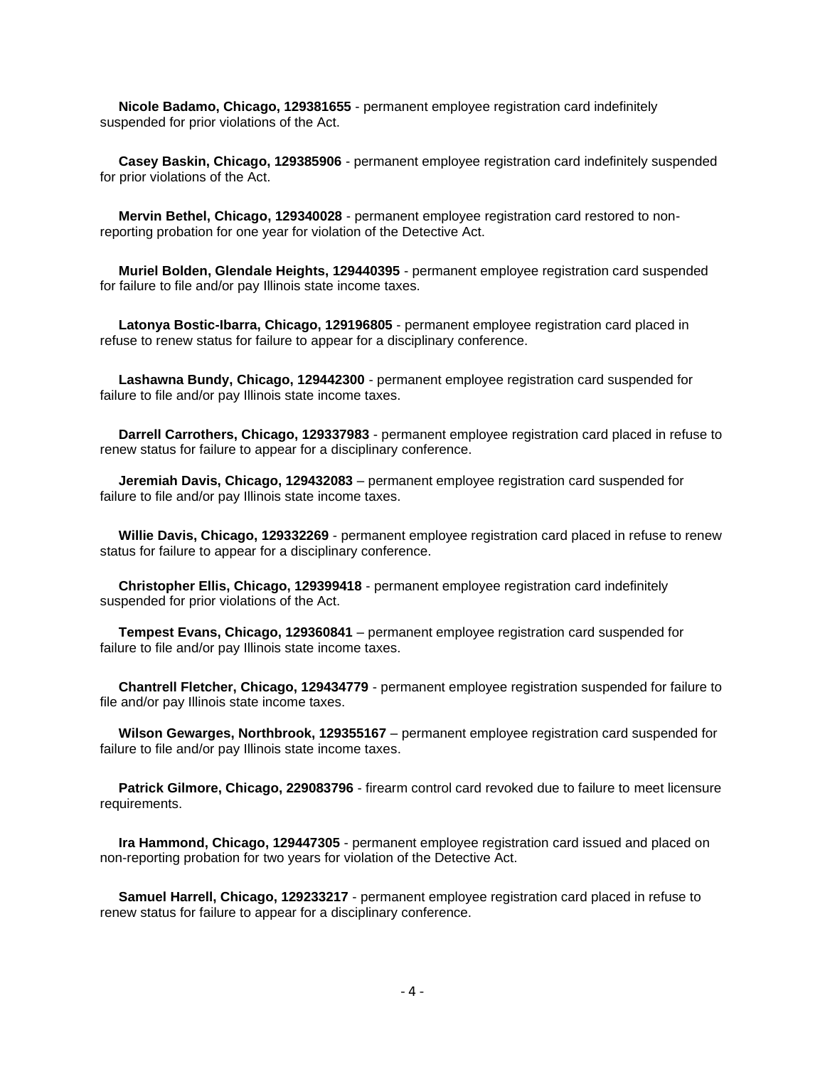**Nicole Badamo, Chicago, 129381655** - permanent employee registration card indefinitely suspended for prior violations of the Act.

**Casey Baskin, Chicago, 129385906** - permanent employee registration card indefinitely suspended for prior violations of the Act.

**Mervin Bethel, Chicago, 129340028** - permanent employee registration card restored to non-reporting probation for one year for violation of the Detective Act.

**Muriel Bolden, Glendale Heights, 129440395** - permanent employee registration card suspended for failure to file and/or pay Illinois state income taxes.

**Latonya Bostic-Ibarra, Chicago, 129196805** - permanent employee registration card placed in refuse to renew status for failure to appear for a disciplinary conference.

**Lashawna Bundy, Chicago, 129442300** - permanent employee registration card suspended for failure to file and/or pay Illinois state income taxes.

**Darrell Carrothers, Chicago, 129337983** - permanent employee registration card placed in refuse to renew status for failure to appear for a disciplinary conference.

**Jeremiah Davis, Chicago, 129432083** – permanent employee registration card suspended for failure to file and/or pay Illinois state income taxes.

**Willie Davis, Chicago, 129332269** - permanent employee registration card placed in refuse to renew status for failure to appear for a disciplinary conference.

**Christopher Ellis, Chicago, 129399418** - permanent employee registration card indefinitely suspended for prior violations of the Act.

**Tempest Evans, Chicago, 129360841** – permanent employee registration card suspended for failure to file and/or pay Illinois state income taxes.

**Chantrell Fletcher, Chicago, 129434779** - permanent employee registration suspended for failure to file and/or pay Illinois state income taxes.

**Wilson Gewarges, Northbrook, 129355167** – permanent employee registration card suspended for failure to file and/or pay Illinois state income taxes.

**Patrick Gilmore, Chicago, 229083796** - firearm control card revoked due to failure to meet licensure requirements.

**Ira Hammond, Chicago, 129447305** - permanent employee registration card issued and placed on non-reporting probation for two years for violation of the Detective Act.

**Samuel Harrell, Chicago, 129233217** - permanent employee registration card placed in refuse to renew status for failure to appear for a disciplinary conference.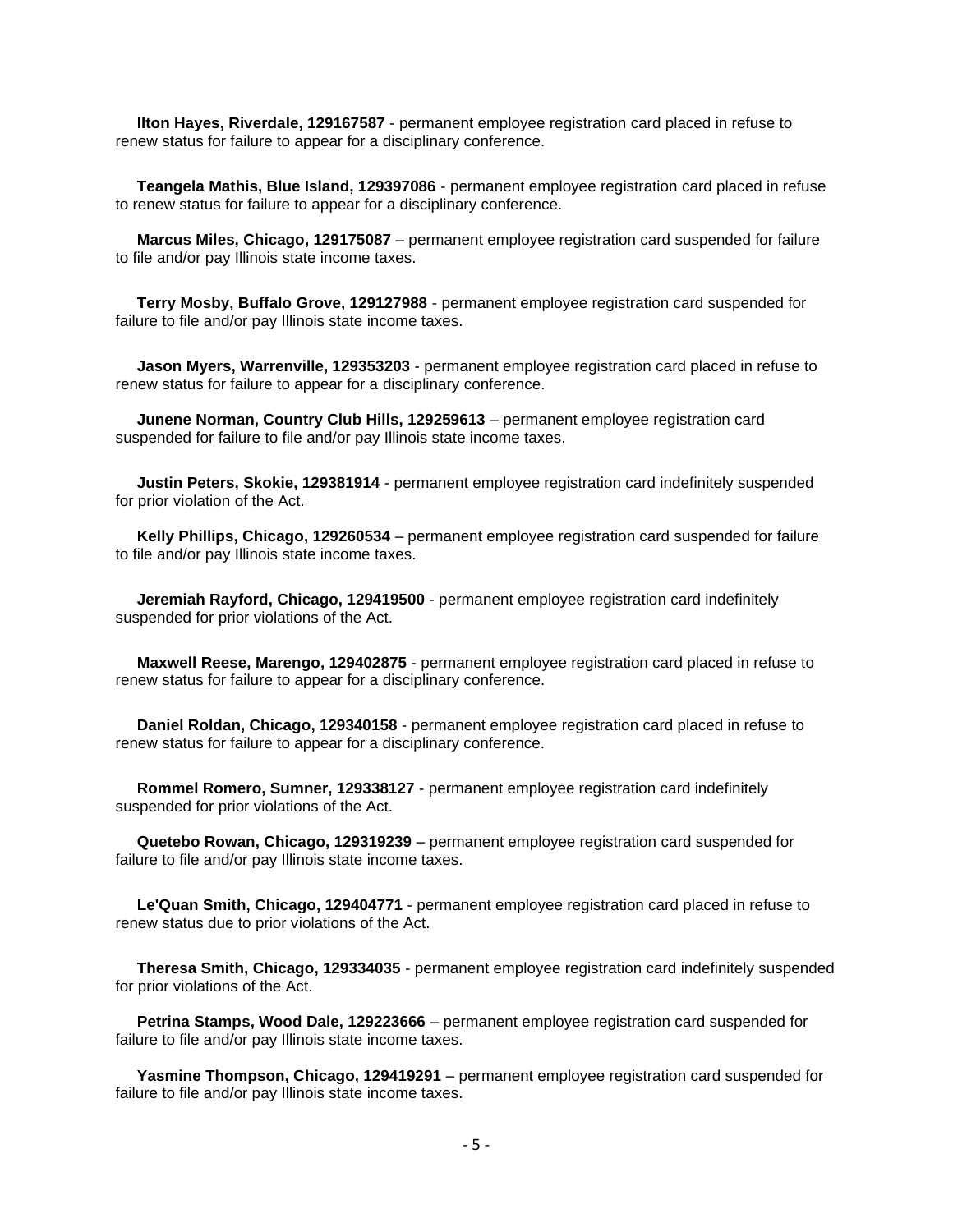**Ilton Hayes, Riverdale, 129167587** - permanent employee registration card placed in refuse to renew status for failure to appear for a disciplinary conference.

**Teangela Mathis, Blue Island, 129397086** - permanent employee registration card placed in refuse to renew status for failure to appear for a disciplinary conference.

**Marcus Miles, Chicago, 129175087** – permanent employee registration card suspended for failure to file and/or pay Illinois state income taxes.

**Terry Mosby, Buffalo Grove, 129127988** - permanent employee registration card suspended for failure to file and/or pay Illinois state income taxes.

**Jason Myers, Warrenville, 129353203** - permanent employee registration card placed in refuse to renew status for failure to appear for a disciplinary conference.

**Junene Norman, Country Club Hills, 129259613** – permanent employee registration card suspended for failure to file and/or pay Illinois state income taxes.

**Justin Peters, Skokie, 129381914** - permanent employee registration card indefinitely suspended for prior violation of the Act.

**Kelly Phillips, Chicago, 129260534** – permanent employee registration card suspended for failure to file and/or pay Illinois state income taxes.

**Jeremiah Rayford, Chicago, 129419500** - permanent employee registration card indefinitely suspended for prior violations of the Act.

**Maxwell Reese, Marengo, 129402875** - permanent employee registration card placed in refuse to renew status for failure to appear for a disciplinary conference.

**Daniel Roldan, Chicago, 129340158** - permanent employee registration card placed in refuse to renew status for failure to appear for a disciplinary conference.

**Rommel Romero, Sumner, 129338127** - permanent employee registration card indefinitely suspended for prior violations of the Act.

**Quetebo Rowan, Chicago, 129319239** – permanent employee registration card suspended for failure to file and/or pay Illinois state income taxes.

**Le'Quan Smith, Chicago, 129404771** - permanent employee registration card placed in refuse to renew status due to prior violations of the Act.

**Theresa Smith, Chicago, 129334035** - permanent employee registration card indefinitely suspended for prior violations of the Act.

**Petrina Stamps, Wood Dale, 129223666** – permanent employee registration card suspended for failure to file and/or pay Illinois state income taxes.

**Yasmine Thompson, Chicago, 129419291** – permanent employee registration card suspended for failure to file and/or pay Illinois state income taxes.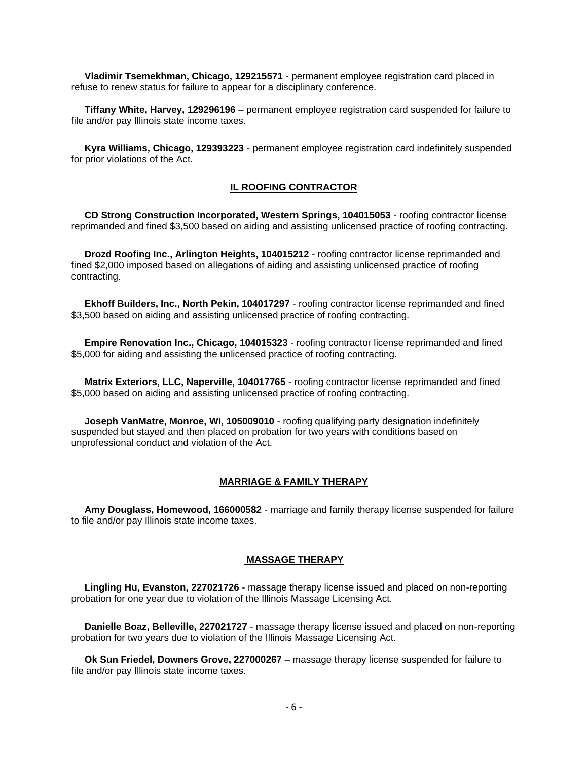**Vladimir Tsemekhman, Chicago, 129215571** - permanent employee registration card placed in refuse to renew status for failure to appear for a disciplinary conference.

**Tiffany White, Harvey, 129296196** – permanent employee registration card suspended for failure to file and/or pay Illinois state income taxes.

**Kyra Williams, Chicago, 129393223** - permanent employee registration card indefinitely suspended for prior violations of the Act.

## IL ROOFING CONTRACTOR

**CD Strong Construction Incorporated, Western Springs, 104015053** - roofing contractor license reprimanded and fined $3,500 based on aiding and assisting unlicensed practice of roofing contracting.

**Drozd Roofing Inc., Arlington Heights, 104015212** - roofing contractor license reprimanded and fined $2,000 imposed based on allegations of aiding and assisting unlicensed practice of roofing contracting.

**Ekhoff Builders, Inc., North Pekin, 104017297** - roofing contractor license reprimanded and fined $3,500 based on aiding and assisting unlicensed practice of roofing contracting.

**Empire Renovation Inc., Chicago, 104015323** - roofing contractor license reprimanded and fined $5,000 for aiding and assisting the unlicensed practice of roofing contracting.

**Matrix Exteriors, LLC, Naperville, 104017765** - roofing contractor license reprimanded and fined $5,000 based on aiding and assisting unlicensed practice of roofing contracting.

**Joseph VanMatre, Monroe, WI, 105009010** - roofing qualifying party designation indefinitely suspended but stayed and then placed on probation for two years with conditions based on unprofessional conduct and violation of the Act.

## MARRIAGE & FAMILY THERAPY

**Amy Douglass, Homewood, 166000582** - marriage and family therapy license suspended for failure to file and/or pay Illinois state income taxes.

## MASSAGE THERAPY

**Lingling Hu, Evanston, 227021726** - massage therapy license issued and placed on non-reporting probation for one year due to violation of the Illinois Massage Licensing Act.

**Danielle Boaz, Belleville, 227021727** - massage therapy license issued and placed on non-reporting probation for two years due to violation of the Illinois Massage Licensing Act.

**Ok Sun Friedel, Downers Grove, 227000267** – massage therapy license suspended for failure to file and/or pay Illinois state income taxes.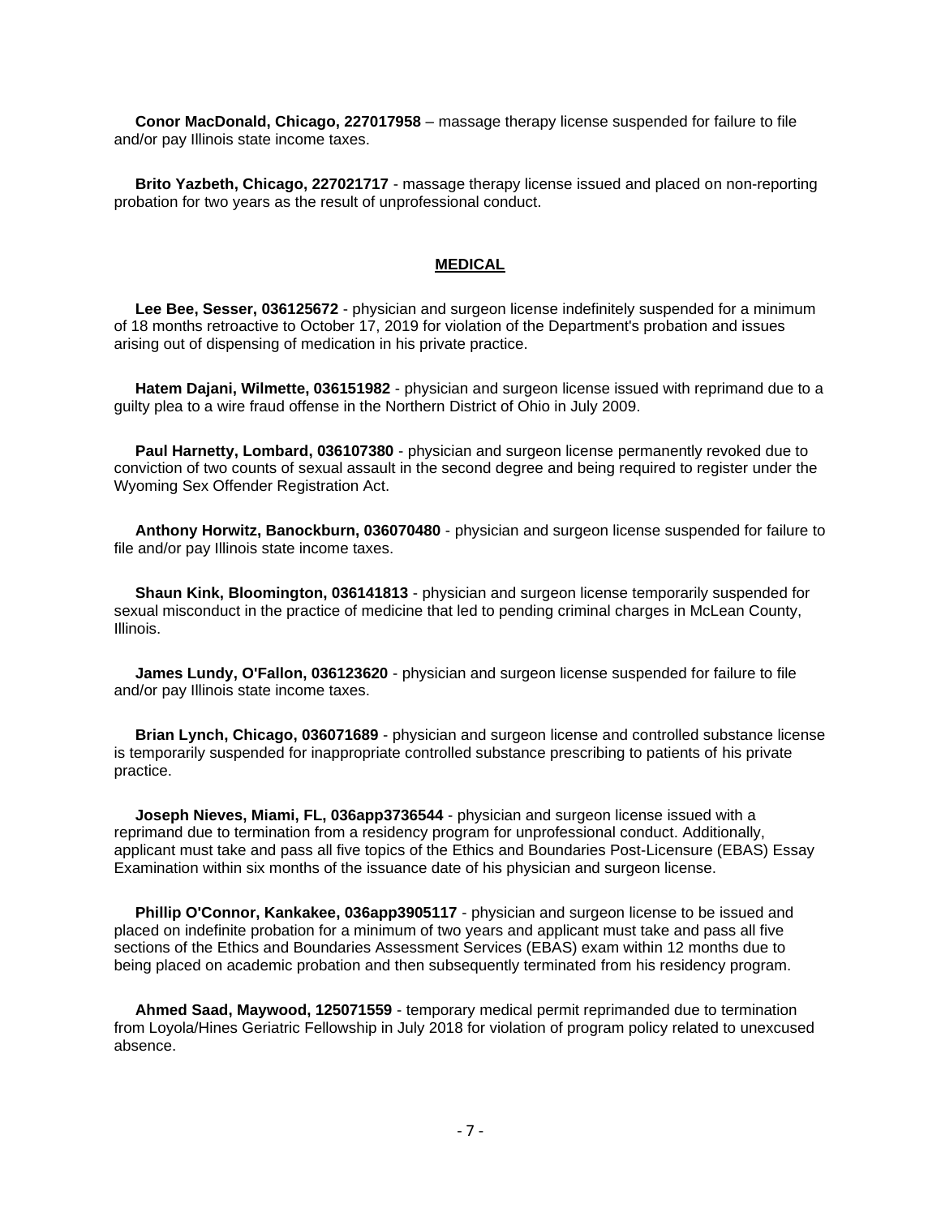**Conor MacDonald, Chicago, 227017958** – massage therapy license suspended for failure to file and/or pay Illinois state income taxes.

**Brito Yazbeth, Chicago, 227021717** - massage therapy license issued and placed on non-reporting probation for two years as the result of unprofessional conduct.

## **MEDICAL**

**Lee Bee, Sesser, 036125672** - physician and surgeon license indefinitely suspended for a minimum of 18 months retroactive to October 17, 2019 for violation of the Department's probation and issues arising out of dispensing of medication in his private practice.

**Hatem Dajani, Wilmette, 036151982** - physician and surgeon license issued with reprimand due to a guilty plea to a wire fraud offense in the Northern District of Ohio in July 2009.

**Paul Harnetty, Lombard, 036107380** - physician and surgeon license permanently revoked due to conviction of two counts of sexual assault in the second degree and being required to register under the Wyoming Sex Offender Registration Act.

**Anthony Horwitz, Banockburn, 036070480** - physician and surgeon license suspended for failure to file and/or pay Illinois state income taxes.

**Shaun Kink, Bloomington, 036141813** - physician and surgeon license temporarily suspended for sexual misconduct in the practice of medicine that led to pending criminal charges in McLean County, Illinois.

**James Lundy, O'Fallon, 036123620** - physician and surgeon license suspended for failure to file and/or pay Illinois state income taxes.

**Brian Lynch, Chicago, 036071689** - physician and surgeon license and controlled substance license is temporarily suspended for inappropriate controlled substance prescribing to patients of his private practice.

**Joseph Nieves, Miami, FL, 036app3736544** - physician and surgeon license issued with a reprimand due to termination from a residency program for unprofessional conduct. Additionally, applicant must take and pass all five topics of the Ethics and Boundaries Post-Licensure (EBAS) Essay Examination within six months of the issuance date of his physician and surgeon license.

**Phillip O'Connor, Kankakee, 036app3905117** - physician and surgeon license to be issued and placed on indefinite probation for a minimum of two years and applicant must take and pass all five sections of the Ethics and Boundaries Assessment Services (EBAS) exam within 12 months due to being placed on academic probation and then subsequently terminated from his residency program.

**Ahmed Saad, Maywood, 125071559** - temporary medical permit reprimanded due to termination from Loyola/Hines Geriatric Fellowship in July 2018 for violation of program policy related to unexcused absence.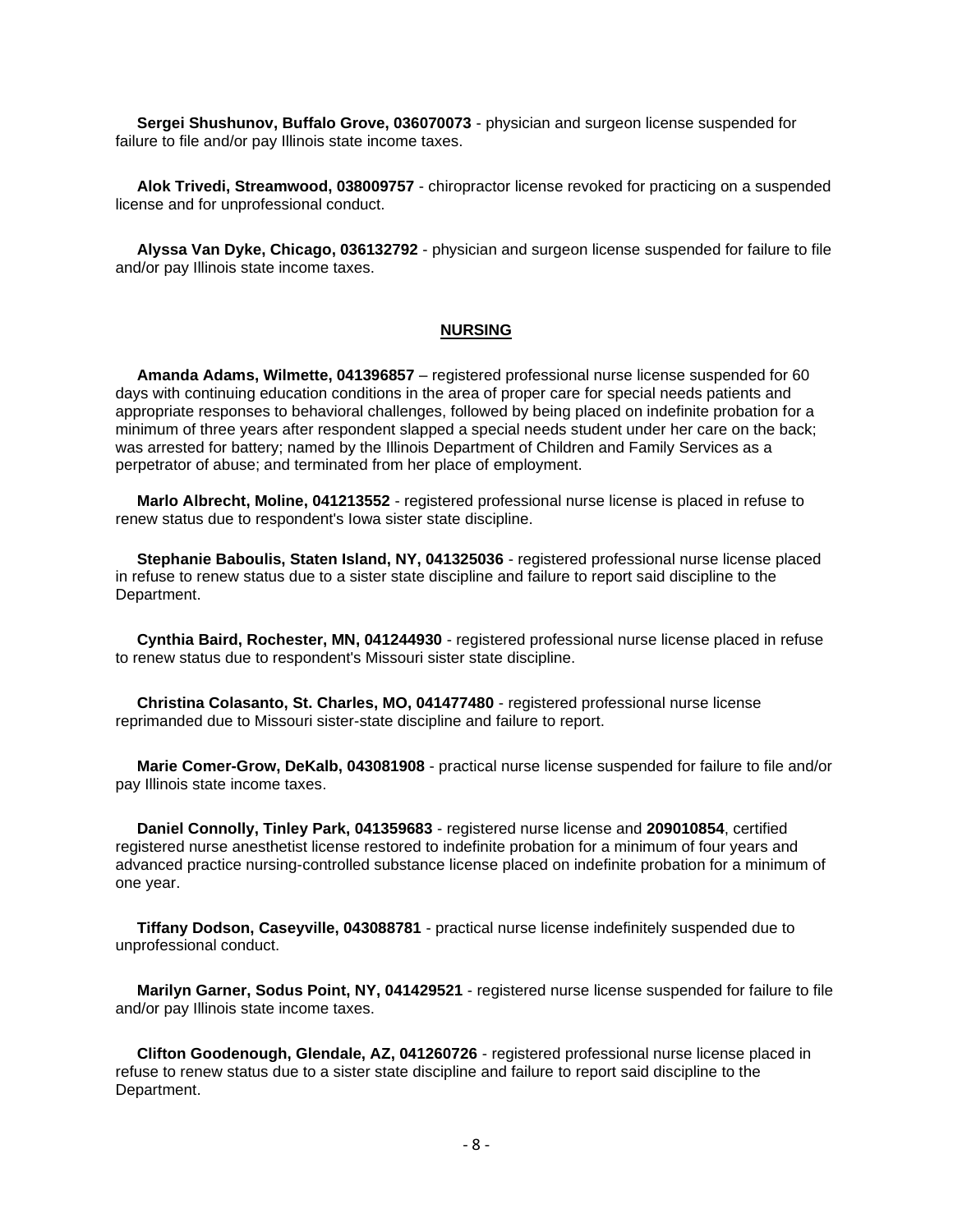**Sergei Shushunov, Buffalo Grove, 036070073** - physician and surgeon license suspended for failure to file and/or pay Illinois state income taxes.

**Alok Trivedi, Streamwood, 038009757** - chiropractor license revoked for practicing on a suspended license and for unprofessional conduct.

**Alyssa Van Dyke, Chicago, 036132792** - physician and surgeon license suspended for failure to file and/or pay Illinois state income taxes.

## NURSING

**Amanda Adams, Wilmette, 041396857** – registered professional nurse license suspended for 60 days with continuing education conditions in the area of proper care for special needs patients and appropriate responses to behavioral challenges, followed by being placed on indefinite probation for a minimum of three years after respondent slapped a special needs student under her care on the back; was arrested for battery; named by the Illinois Department of Children and Family Services as a perpetrator of abuse; and terminated from her place of employment.

**Marlo Albrecht, Moline, 041213552** - registered professional nurse license is placed in refuse to renew status due to respondent's Iowa sister state discipline.

**Stephanie Baboulis, Staten Island, NY, 041325036** - registered professional nurse license placed in refuse to renew status due to a sister state discipline and failure to report said discipline to the Department.

**Cynthia Baird, Rochester, MN, 041244930** - registered professional nurse license placed in refuse to renew status due to respondent's Missouri sister state discipline.

**Christina Colasanto, St. Charles, MO, 041477480** - registered professional nurse license reprimanded due to Missouri sister-state discipline and failure to report.

**Marie Comer-Grow, DeKalb, 043081908** - practical nurse license suspended for failure to file and/or pay Illinois state income taxes.

**Daniel Connolly, Tinley Park, 041359683** - registered nurse license and **209010854**, certified registered nurse anesthetist license restored to indefinite probation for a minimum of four years and advanced practice nursing-controlled substance license placed on indefinite probation for a minimum of one year.

**Tiffany Dodson, Caseyville, 043088781** - practical nurse license indefinitely suspended due to unprofessional conduct.

**Marilyn Garner, Sodus Point, NY, 041429521** - registered nurse license suspended for failure to file and/or pay Illinois state income taxes.

**Clifton Goodenough, Glendale, AZ, 041260726** - registered professional nurse license placed in refuse to renew status due to a sister state discipline and failure to report said discipline to the Department.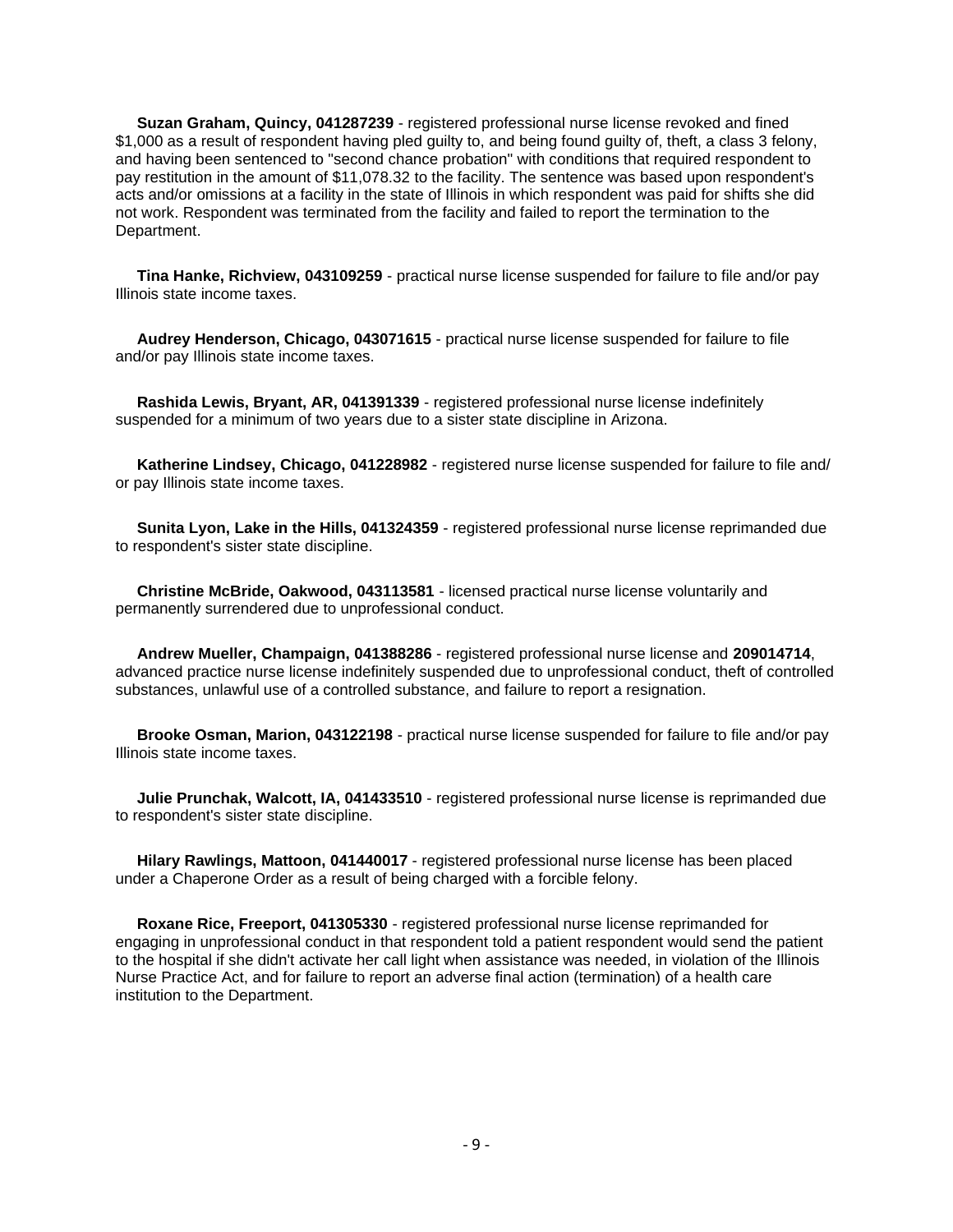**Suzan Graham, Quincy, 041287239** - registered professional nurse license revoked and fined $1,000 as a result of respondent having pled guilty to, and being found guilty of, theft, a class 3 felony, and having been sentenced to "second chance probation" with conditions that required respondent to pay restitution in the amount of $11,078.32 to the facility. The sentence was based upon respondent's acts and/or omissions at a facility in the state of Illinois in which respondent was paid for shifts she did not work. Respondent was terminated from the facility and failed to report the termination to the Department.

**Tina Hanke, Richview, 043109259** - practical nurse license suspended for failure to file and/or pay Illinois state income taxes.

**Audrey Henderson, Chicago, 043071615** - practical nurse license suspended for failure to file and/or pay Illinois state income taxes.

**Rashida Lewis, Bryant, AR, 041391339** - registered professional nurse license indefinitely suspended for a minimum of two years due to a sister state discipline in Arizona.

**Katherine Lindsey, Chicago, 041228982** - registered nurse license suspended for failure to file and/or pay Illinois state income taxes.

**Sunita Lyon, Lake in the Hills, 041324359** - registered professional nurse license reprimanded due to respondent's sister state discipline.

**Christine McBride, Oakwood, 043113581** - licensed practical nurse license voluntarily and permanently surrendered due to unprofessional conduct.

**Andrew Mueller, Champaign, 041388286** - registered professional nurse license and **209014714**, advanced practice nurse license indefinitely suspended due to unprofessional conduct, theft of controlled substances, unlawful use of a controlled substance, and failure to report a resignation.

**Brooke Osman, Marion, 043122198** - practical nurse license suspended for failure to file and/or pay Illinois state income taxes.

**Julie Prunchak, Walcott, IA, 041433510** - registered professional nurse license is reprimanded due to respondent's sister state discipline.

**Hilary Rawlings, Mattoon, 041440017** - registered professional nurse license has been placed under a Chaperone Order as a result of being charged with a forcible felony.

**Roxane Rice, Freeport, 041305330** - registered professional nurse license reprimanded for engaging in unprofessional conduct in that respondent told a patient respondent would send the patient to the hospital if she didn't activate her call light when assistance was needed, in violation of the Illinois Nurse Practice Act, and for failure to report an adverse final action (termination) of a health care institution to the Department.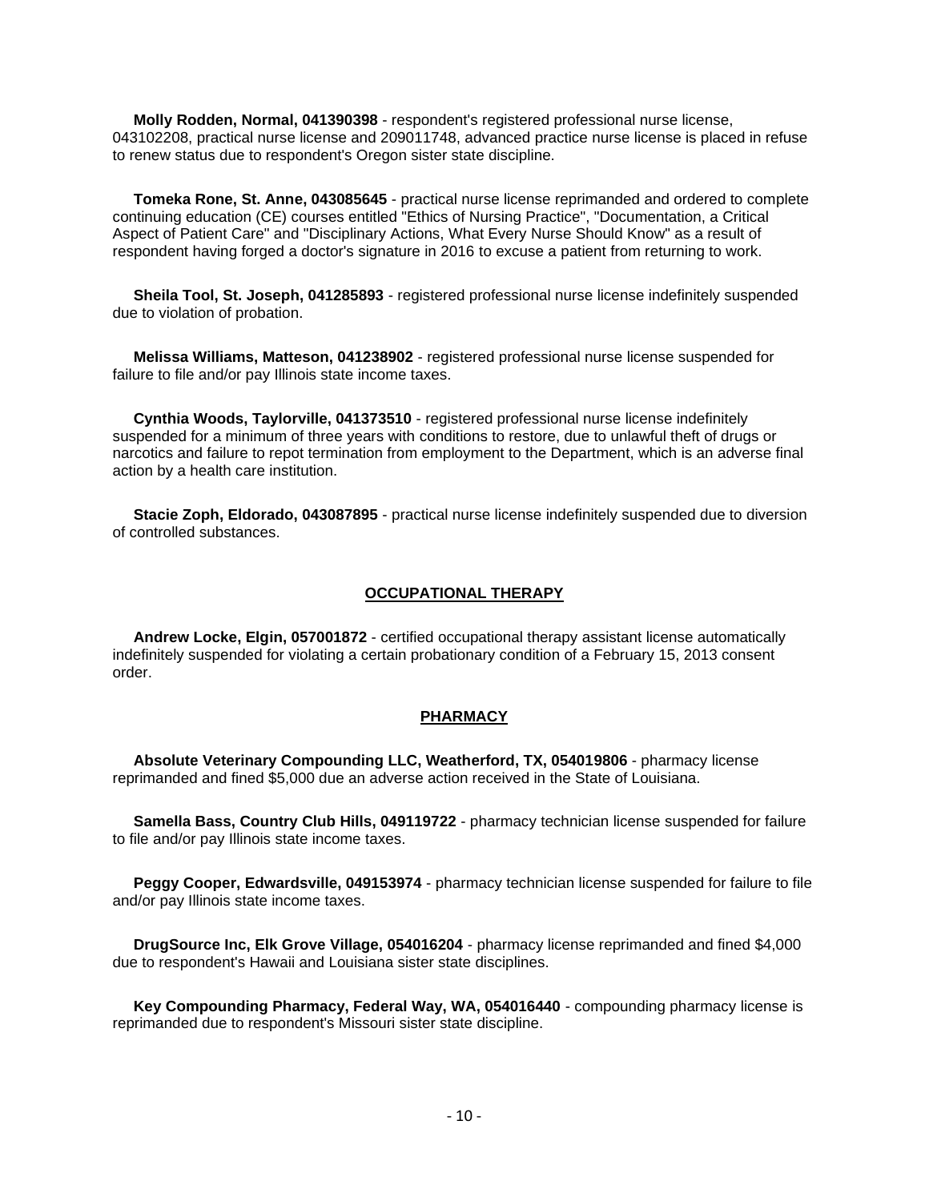**Molly Rodden, Normal, 041390398** - respondent's registered professional nurse license, 043102208, practical nurse license and 209011748, advanced practice nurse license is placed in refuse to renew status due to respondent's Oregon sister state discipline.

**Tomeka Rone, St. Anne, 043085645** - practical nurse license reprimanded and ordered to complete continuing education (CE) courses entitled "Ethics of Nursing Practice", "Documentation, a Critical Aspect of Patient Care" and "Disciplinary Actions, What Every Nurse Should Know" as a result of respondent having forged a doctor's signature in 2016 to excuse a patient from returning to work.

**Sheila Tool, St. Joseph, 041285893** - registered professional nurse license indefinitely suspended due to violation of probation.

**Melissa Williams, Matteson, 041238902** - registered professional nurse license suspended for failure to file and/or pay Illinois state income taxes.

**Cynthia Woods, Taylorville, 041373510** - registered professional nurse license indefinitely suspended for a minimum of three years with conditions to restore, due to unlawful theft of drugs or narcotics and failure to repot termination from employment to the Department, which is an adverse final action by a health care institution.

**Stacie Zoph, Eldorado, 043087895** - practical nurse license indefinitely suspended due to diversion of controlled substances.

## OCCUPATIONAL THERAPY

**Andrew Locke, Elgin, 057001872** - certified occupational therapy assistant license automatically indefinitely suspended for violating a certain probationary condition of a February 15, 2013 consent order.

## PHARMACY

**Absolute Veterinary Compounding LLC, Weatherford, TX, 054019806** - pharmacy license reprimanded and fined $5,000 due an adverse action received in the State of Louisiana.

**Samella Bass, Country Club Hills, 049119722** - pharmacy technician license suspended for failure to file and/or pay Illinois state income taxes.

**Peggy Cooper, Edwardsville, 049153974** - pharmacy technician license suspended for failure to file and/or pay Illinois state income taxes.

**DrugSource Inc, Elk Grove Village, 054016204** - pharmacy license reprimanded and fined $4,000 due to respondent's Hawaii and Louisiana sister state disciplines.

**Key Compounding Pharmacy, Federal Way, WA, 054016440** - compounding pharmacy license is reprimanded due to respondent's Missouri sister state discipline.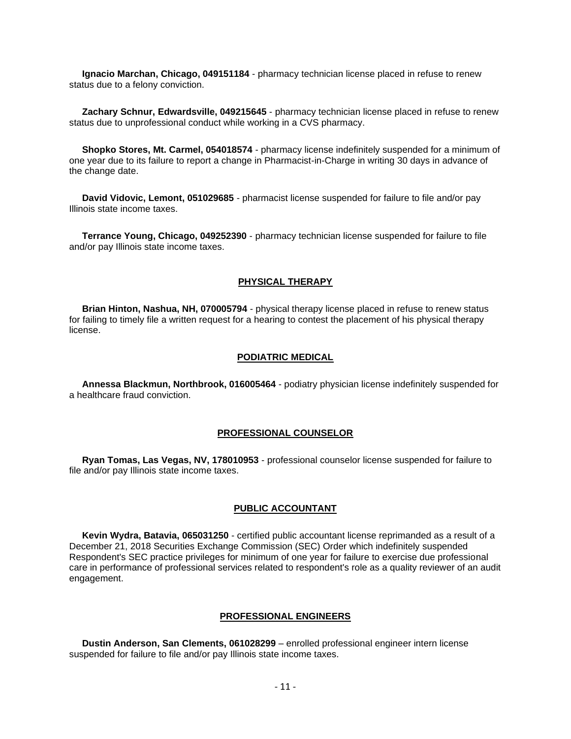**Ignacio Marchan, Chicago, 049151184** - pharmacy technician license placed in refuse to renew status due to a felony conviction.

**Zachary Schnur, Edwardsville, 049215645** - pharmacy technician license placed in refuse to renew status due to unprofessional conduct while working in a CVS pharmacy.

**Shopko Stores, Mt. Carmel, 054018574** - pharmacy license indefinitely suspended for a minimum of one year due to its failure to report a change in Pharmacist-in-Charge in writing 30 days in advance of the change date.

**David Vidovic, Lemont, 051029685** - pharmacist license suspended for failure to file and/or pay Illinois state income taxes.

**Terrance Young, Chicago, 049252390** - pharmacy technician license suspended for failure to file and/or pay Illinois state income taxes.

## PHYSICAL THERAPY

**Brian Hinton, Nashua, NH, 070005794** - physical therapy license placed in refuse to renew status for failing to timely file a written request for a hearing to contest the placement of his physical therapy license.

## PODIATRIC MEDICAL

**Annessa Blackmun, Northbrook, 016005464** - podiatry physician license indefinitely suspended for a healthcare fraud conviction.

## PROFESSIONAL COUNSELOR

**Ryan Tomas, Las Vegas, NV, 178010953** - professional counselor license suspended for failure to file and/or pay Illinois state income taxes.

## PUBLIC ACCOUNTANT

**Kevin Wydra, Batavia, 065031250** - certified public accountant license reprimanded as a result of a December 21, 2018 Securities Exchange Commission (SEC) Order which indefinitely suspended Respondent's SEC practice privileges for minimum of one year for failure to exercise due professional care in performance of professional services related to respondent's role as a quality reviewer of an audit engagement.

## PROFESSIONAL ENGINEERS

**Dustin Anderson, San Clements, 061028299** – enrolled professional engineer intern license suspended for failure to file and/or pay Illinois state income taxes.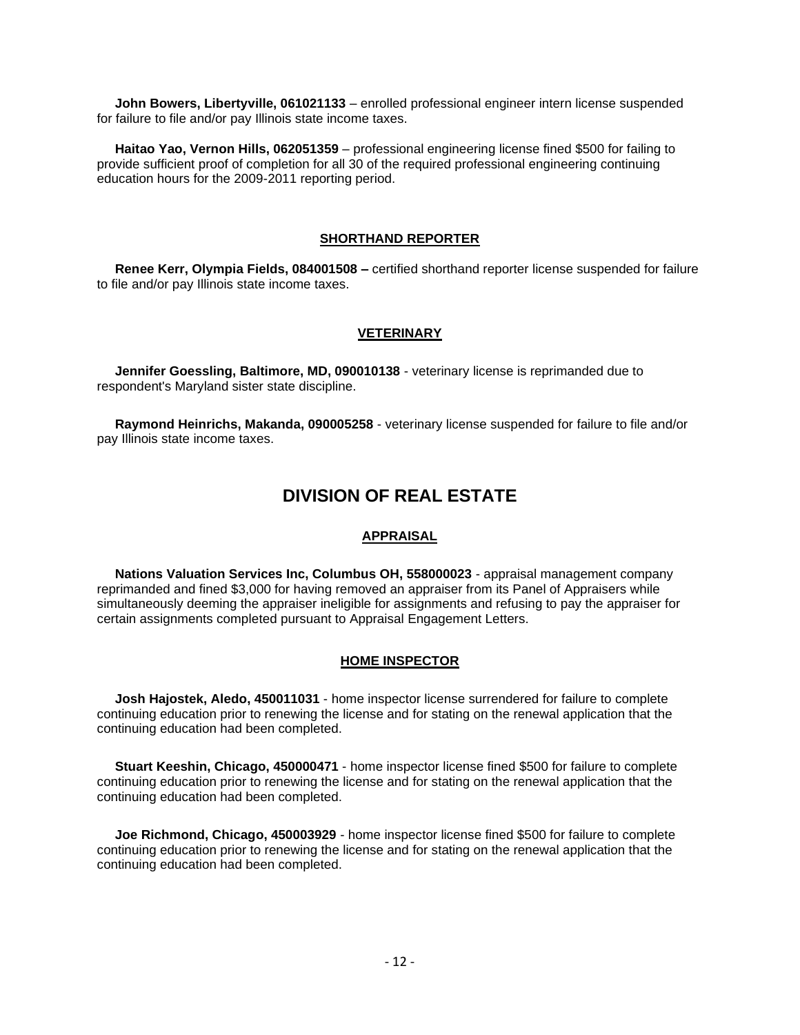**John Bowers, Libertyville, 061021133** – enrolled professional engineer intern license suspended for failure to file and/or pay Illinois state income taxes.

**Haitao Yao, Vernon Hills, 062051359** – professional engineering license fined $500 for failing to provide sufficient proof of completion for all 30 of the required professional engineering continuing education hours for the 2009-2011 reporting period.

### SHORTHAND REPORTER

**Renee Kerr, Olympia Fields, 084001508 –** certified shorthand reporter license suspended for failure to file and/or pay Illinois state income taxes.

### VETERINARY

**Jennifer Goessling, Baltimore, MD, 090010138** - veterinary license is reprimanded due to respondent's Maryland sister state discipline.

**Raymond Heinrichs, Makanda, 090005258** - veterinary license suspended for failure to file and/or pay Illinois state income taxes.

## DIVISION OF REAL ESTATE

### APPRAISAL

**Nations Valuation Services Inc, Columbus OH, 558000023** - appraisal management company reprimanded and fined $3,000 for having removed an appraiser from its Panel of Appraisers while simultaneously deeming the appraiser ineligible for assignments and refusing to pay the appraiser for certain assignments completed pursuant to Appraisal Engagement Letters.

### HOME INSPECTOR

**Josh Hajostek, Aledo, 450011031** - home inspector license surrendered for failure to complete continuing education prior to renewing the license and for stating on the renewal application that the continuing education had been completed.

**Stuart Keeshin, Chicago, 450000471** - home inspector license fined $500 for failure to complete continuing education prior to renewing the license and for stating on the renewal application that the continuing education had been completed.

**Joe Richmond, Chicago, 450003929** - home inspector license fined $500 for failure to complete continuing education prior to renewing the license and for stating on the renewal application that the continuing education had been completed.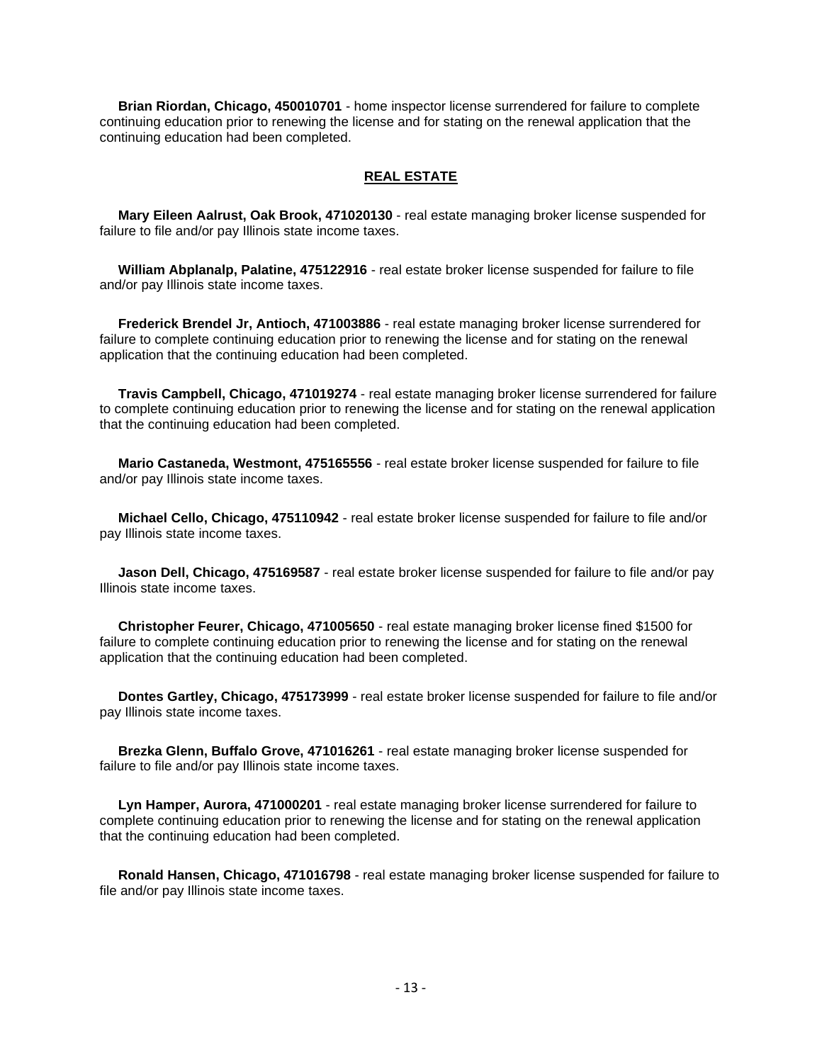**Brian Riordan, Chicago, 450010701** - home inspector license surrendered for failure to complete continuing education prior to renewing the license and for stating on the renewal application that the continuing education had been completed.

## REAL ESTATE

**Mary Eileen Aalrust, Oak Brook, 471020130** - real estate managing broker license suspended for failure to file and/or pay Illinois state income taxes.

**William Abplanalp, Palatine, 475122916** - real estate broker license suspended for failure to file and/or pay Illinois state income taxes.

**Frederick Brendel Jr, Antioch, 471003886** - real estate managing broker license surrendered for failure to complete continuing education prior to renewing the license and for stating on the renewal application that the continuing education had been completed.

**Travis Campbell, Chicago, 471019274** - real estate managing broker license surrendered for failure to complete continuing education prior to renewing the license and for stating on the renewal application that the continuing education had been completed.

**Mario Castaneda, Westmont, 475165556** - real estate broker license suspended for failure to file and/or pay Illinois state income taxes.

**Michael Cello, Chicago, 475110942** - real estate broker license suspended for failure to file and/or pay Illinois state income taxes.

**Jason Dell, Chicago, 475169587** - real estate broker license suspended for failure to file and/or pay Illinois state income taxes.

**Christopher Feurer, Chicago, 471005650** - real estate managing broker license fined $1500 for failure to complete continuing education prior to renewing the license and for stating on the renewal application that the continuing education had been completed.

**Dontes Gartley, Chicago, 475173999** - real estate broker license suspended for failure to file and/or pay Illinois state income taxes.

**Brezka Glenn, Buffalo Grove, 471016261** - real estate managing broker license suspended for failure to file and/or pay Illinois state income taxes.

**Lyn Hamper, Aurora, 471000201** - real estate managing broker license surrendered for failure to complete continuing education prior to renewing the license and for stating on the renewal application that the continuing education had been completed.

**Ronald Hansen, Chicago, 471016798** - real estate managing broker license suspended for failure to file and/or pay Illinois state income taxes.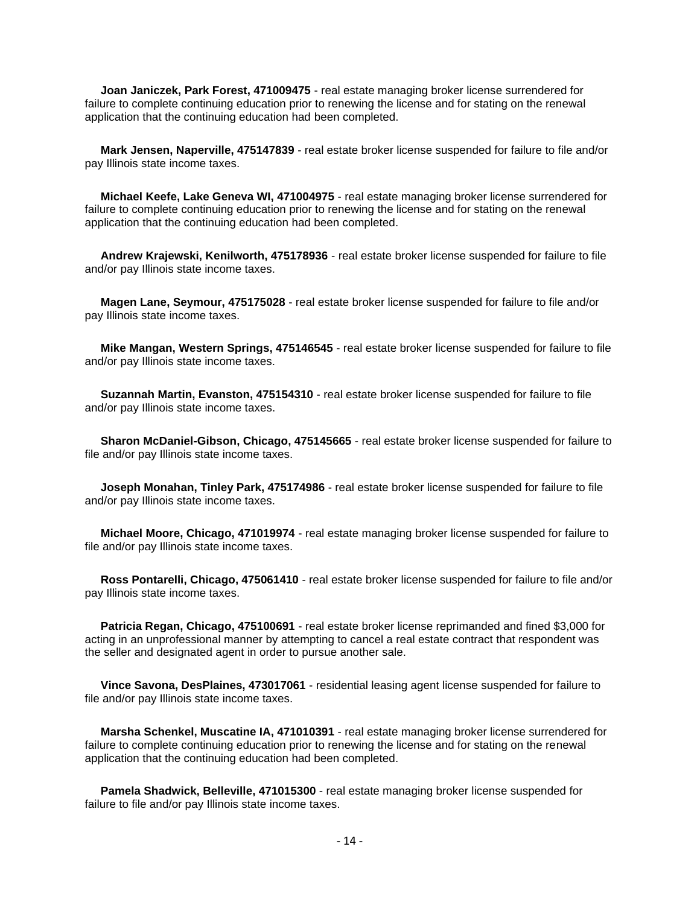**Joan Janiczek, Park Forest, 471009475** - real estate managing broker license surrendered for failure to complete continuing education prior to renewing the license and for stating on the renewal application that the continuing education had been completed.

**Mark Jensen, Naperville, 475147839** - real estate broker license suspended for failure to file and/or pay Illinois state income taxes.

**Michael Keefe, Lake Geneva WI, 471004975** - real estate managing broker license surrendered for failure to complete continuing education prior to renewing the license and for stating on the renewal application that the continuing education had been completed.

**Andrew Krajewski, Kenilworth, 475178936** - real estate broker license suspended for failure to file and/or pay Illinois state income taxes.

**Magen Lane, Seymour, 475175028** - real estate broker license suspended for failure to file and/or pay Illinois state income taxes.

**Mike Mangan, Western Springs, 475146545** - real estate broker license suspended for failure to file and/or pay Illinois state income taxes.

**Suzannah Martin, Evanston, 475154310** - real estate broker license suspended for failure to file and/or pay Illinois state income taxes.

**Sharon McDaniel-Gibson, Chicago, 475145665** - real estate broker license suspended for failure to file and/or pay Illinois state income taxes.

**Joseph Monahan, Tinley Park, 475174986** - real estate broker license suspended for failure to file and/or pay Illinois state income taxes.

**Michael Moore, Chicago, 471019974** - real estate managing broker license suspended for failure to file and/or pay Illinois state income taxes.

**Ross Pontarelli, Chicago, 475061410** - real estate broker license suspended for failure to file and/or pay Illinois state income taxes.

**Patricia Regan, Chicago, 475100691** - real estate broker license reprimanded and fined $3,000 for acting in an unprofessional manner by attempting to cancel a real estate contract that respondent was the seller and designated agent in order to pursue another sale.

**Vince Savona, DesPlaines, 473017061** - residential leasing agent license suspended for failure to file and/or pay Illinois state income taxes.

**Marsha Schenkel, Muscatine IA, 471010391** - real estate managing broker license surrendered for failure to complete continuing education prior to renewing the license and for stating on the renewal application that the continuing education had been completed.

**Pamela Shadwick, Belleville, 471015300** - real estate managing broker license suspended for failure to file and/or pay Illinois state income taxes.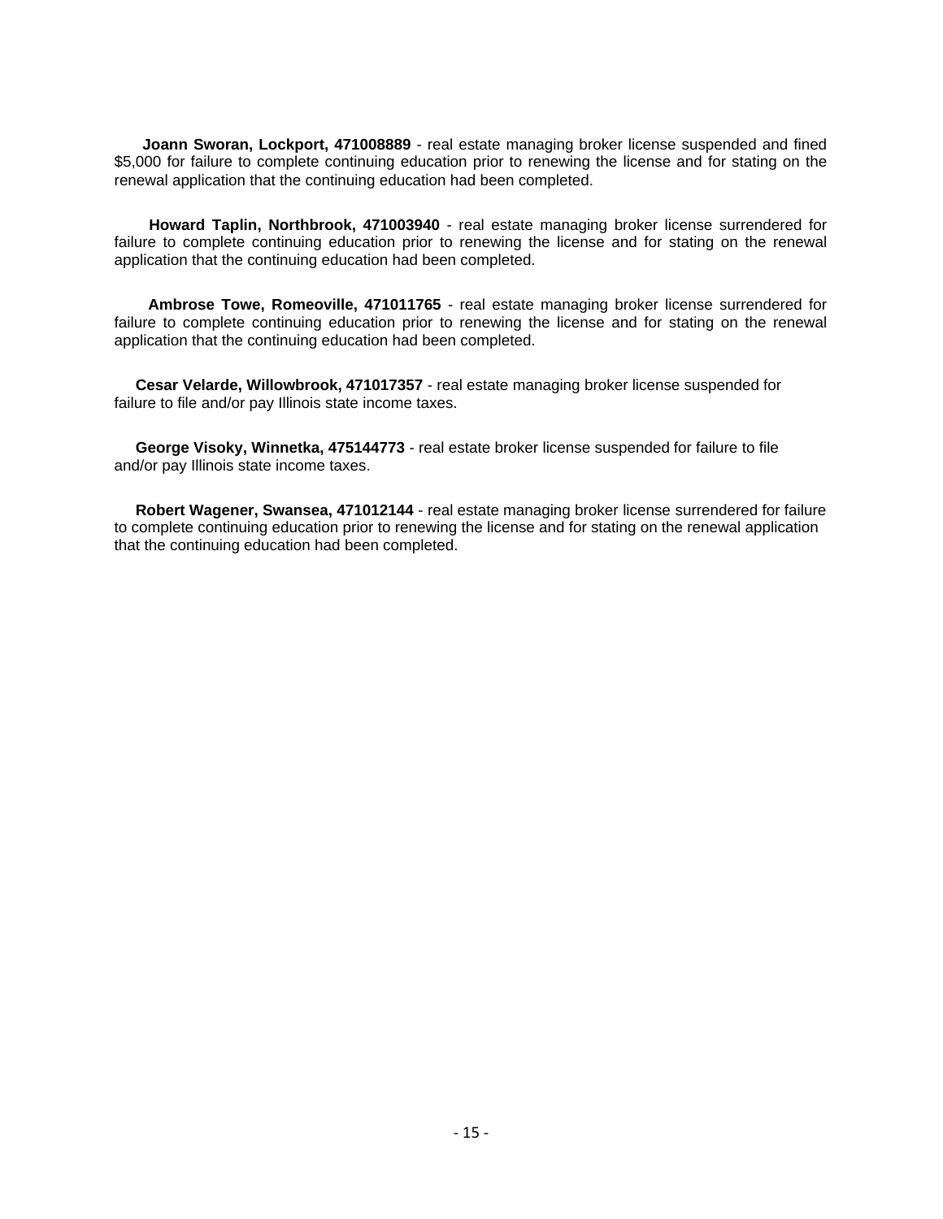**Joann Sworan, Lockport, 471008889** - real estate managing broker license suspended and fined $5,000 for failure to complete continuing education prior to renewing the license and for stating on the renewal application that the continuing education had been completed.

**Howard Taplin, Northbrook, 471003940** - real estate managing broker license surrendered for failure to complete continuing education prior to renewing the license and for stating on the renewal application that the continuing education had been completed.

**Ambrose Towe, Romeoville, 471011765** - real estate managing broker license surrendered for failure to complete continuing education prior to renewing the license and for stating on the renewal application that the continuing education had been completed.

**Cesar Velarde, Willowbrook, 471017357** - real estate managing broker license suspended for failure to file and/or pay Illinois state income taxes.

**George Visoky, Winnetka, 475144773** - real estate broker license suspended for failure to file and/or pay Illinois state income taxes.

**Robert Wagener, Swansea, 471012144** - real estate managing broker license surrendered for failure to complete continuing education prior to renewing the license and for stating on the renewal application that the continuing education had been completed.